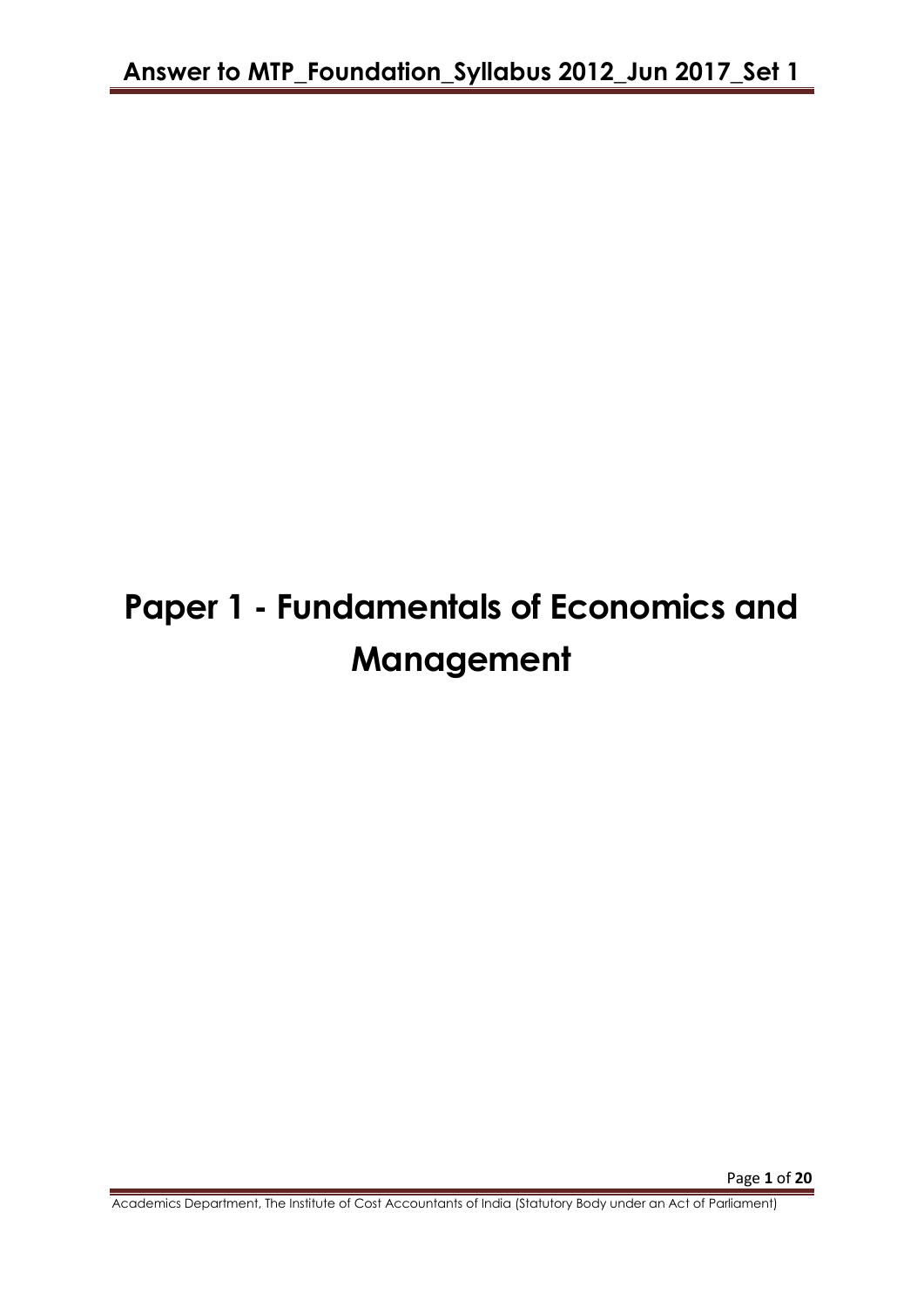# Paper 1 - Fundamentals of Economics and Management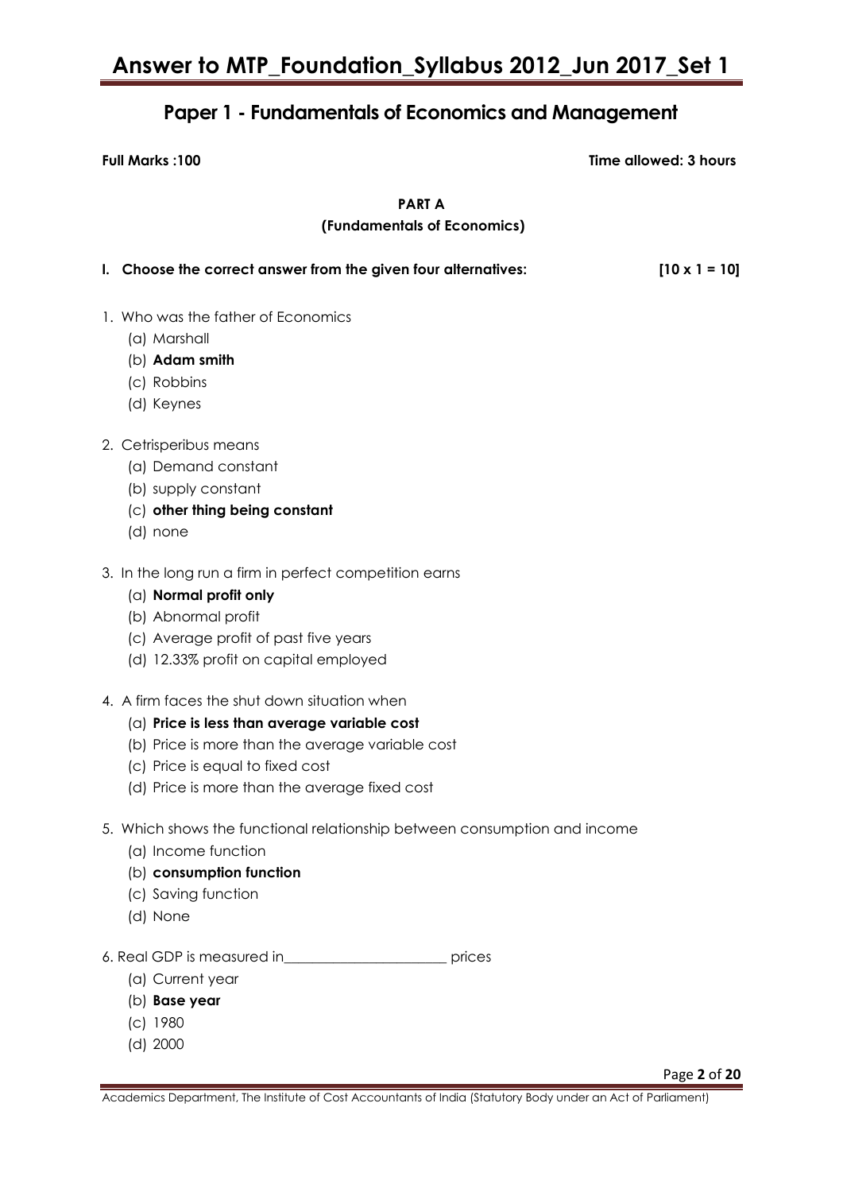## Paper 1 - Fundamentals of Economics and Management

**Full Marks :100** **Time allowed: 3 hours**

### PART A
### (Fundamentals of Economics)

**I. Choose the correct answer from the given four alternatives: [10 x 1 = 10]**

1. Who was the father of Economics
   (a) Marshall
   (b) **Adam smith**
   (c) Robbins
   (d) Keynes

2. Cetrisperibus means
   (a) Demand constant
   (b) supply constant
   (c) **other thing being constant**
   (d) none

3. In the long run a firm in perfect competition earns
   (a) **Normal profit only**
   (b) Abnormal profit
   (c) Average profit of past five years
   (d) 12.33% profit on capital employed

4. A firm faces the shut down situation when
   (a) **Price is less than average variable cost**
   (b) Price is more than the average variable cost
   (c) Price is equal to fixed cost
   (d) Price is more than the average fixed cost

5. Which shows the functional relationship between consumption and income
   (a) Income function
   (b) **consumption function**
   (c) Saving function
   (d) None

6. Real GDP is measured in_______________________ prices
   (a) Current year
   (b) **Base year**
   (c) 1980
   (d) 2000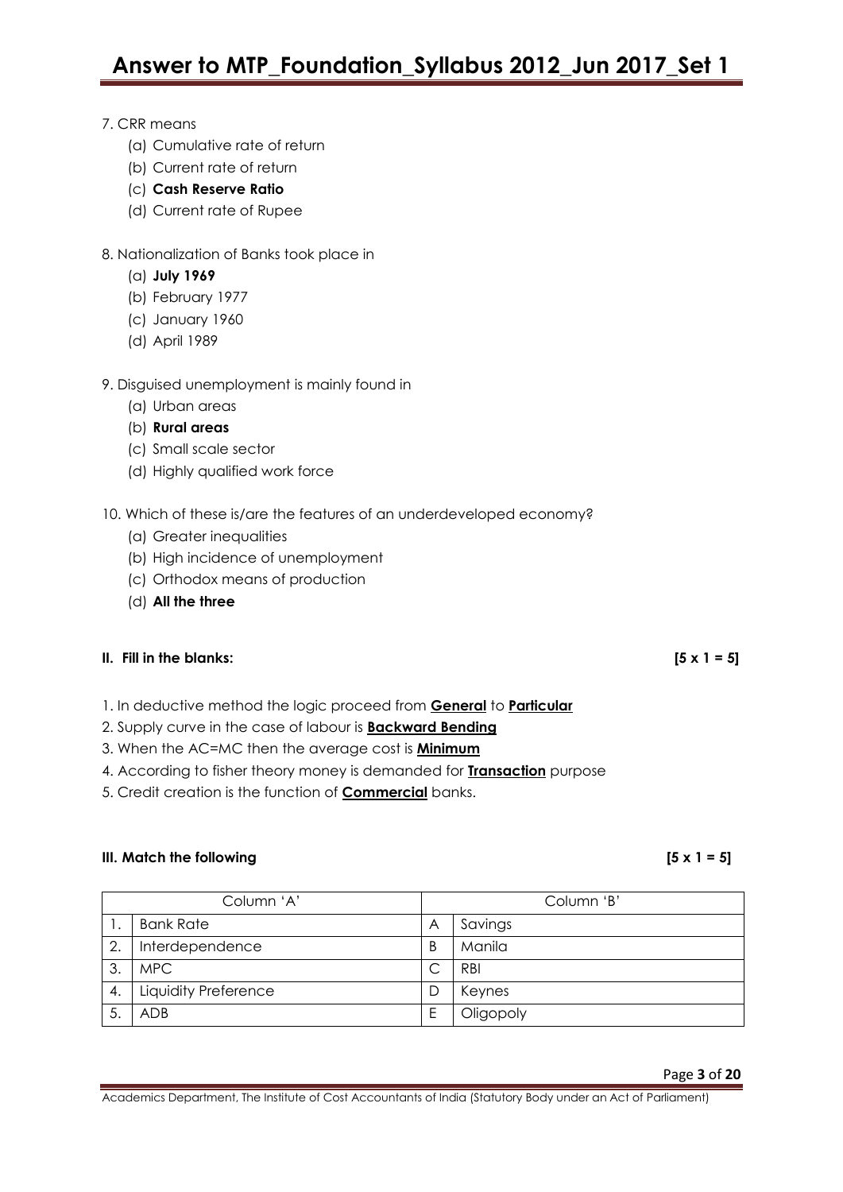7. CRR means
   - (a) Cumulative rate of return
   - (b) Current rate of return
   - (c) **Cash Reserve Ratio**
   - (d) Current rate of Rupee

8. Nationalization of Banks took place in
   - (a) **July 1969**
   - (b) February 1977
   - (c) January 1960
   - (d) April 1989

9. Disguised unemployment is mainly found in
   - (a) Urban areas
   - (b) **Rural areas**
   - (c) Small scale sector
   - (d) Highly qualified work force

10. Which of these is/are the features of an underdeveloped economy?
    - (a) Greater inequalities
    - (b) High incidence of unemployment
    - (c) Orthodox means of production
    - (d) **All the three**

**II. Fill in the blanks: [5 x 1 = 5]**

1. In deductive method the logic proceed from **General** to **Particular**
2. Supply curve in the case of labour is **Backward Bending**
3. When the AC=MC then the average cost is **Minimum**
4. According to fisher theory money is demanded for **Transaction** purpose
5. Credit creation is the function of **Commercial** banks.

**III. Match the following [5 x 1 = 5]**

| | Column 'A' | | Column 'B' |
|---|---|---|---|
| 1. | Bank Rate | A | Savings |
| 2. | Interdependence | B | Manila |
| 3. | MPC | C | RBI |
| 4. | Liquidity Preference | D | Keynes |
| 5. | ADB | E | Oligopoly |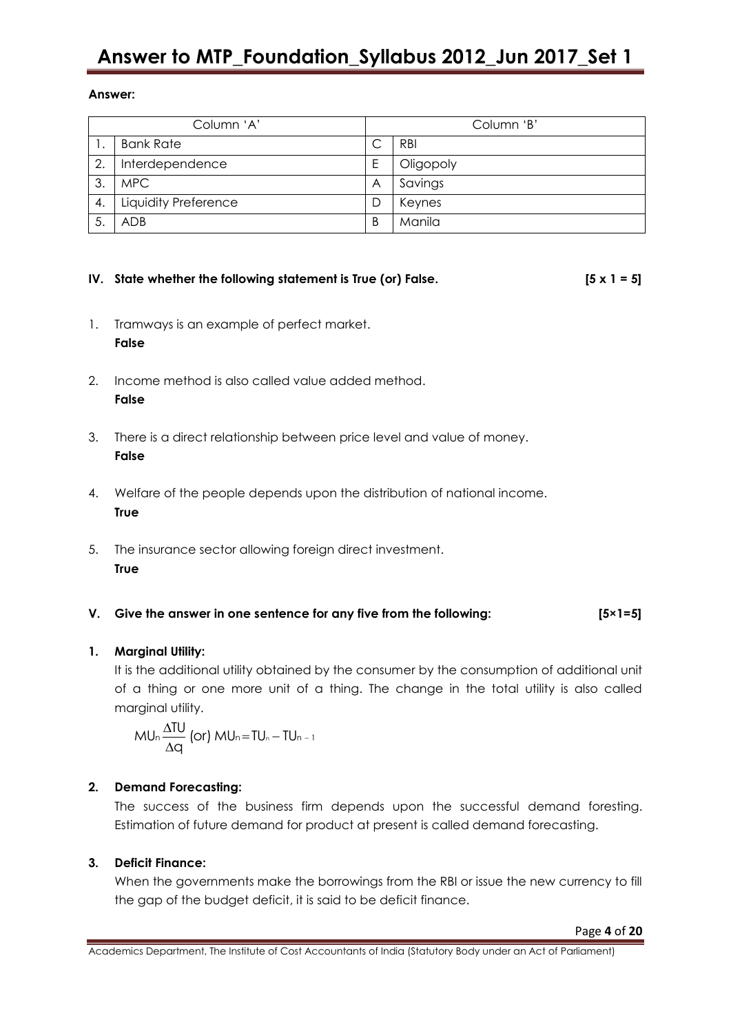**Answer:**

| | Column 'A' | | Column 'B' |
|---|---|---|---|
| 1. | Bank Rate | C | RBI |
| 2. | Interdependence | E | Oligopoly |
| 3. | MPC | A | Savings |
| 4. | Liquidity Preference | D | Keynes |
| 5. | ADB | B | Manila |

## IV. State whether the following statement is True (or) False. [5 x 1 = 5]

1. Tramways is an example of perfect market.
   **False**

2. Income method is also called value added method.
   **False**

3. There is a direct relationship between price level and value of money.
   **False**

4. Welfare of the people depends upon the distribution of national income.
   **True**

5. The insurance sector allowing foreign direct investment.
   **True**

## V. Give the answer in one sentence for any five from the following: [5×1=5]

**1. Marginal Utility:**

It is the additional utility obtained by the consumer by the consumption of additional unit of a thing or one more unit of a thing. The change in the total utility is also called marginal utility.

$$MU_n \frac{\Delta TU}{\Delta q} \text{ (or) } MU_n = TU_n - TU_{n-1}$$

**2. Demand Forecasting:**

The success of the business firm depends upon the successful demand foresting. Estimation of future demand for product at present is called demand forecasting.

**3. Deficit Finance:**

When the governments make the borrowings from the RBI or issue the new currency to fill the gap of the budget deficit, it is said to be deficit finance.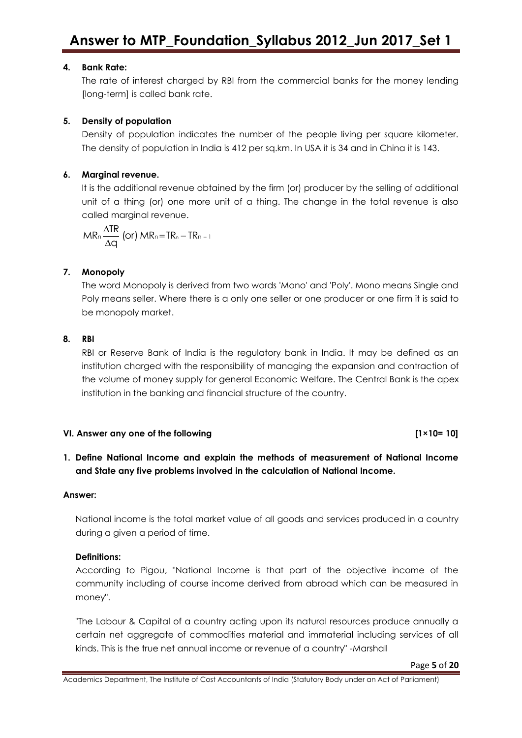**4. Bank Rate:**

The rate of interest charged by RBI from the commercial banks for the money lending [long-term] is called bank rate.

**5. Density of population**

Density of population indicates the number of the people living per square kilometer. The density of population in India is 412 per sq.km. In USA it is 34 and in China it is 143.

**6. Marginal revenue.**

It is the additional revenue obtained by the firm (or) producer by the selling of additional unit of a thing (or) one more unit of a thing. The change in the total revenue is also called marginal revenue.

$MR_n \frac{\Delta TR}{\Delta q}$ (or) $MR_n = TR_n - TR_{n-1}$

**7. Monopoly**

The word Monopoly is derived from two words 'Mono' and 'Poly'. Mono means Single and Poly means seller. Where there is a only one seller or one producer or one firm it is said to be monopoly market.

**8. RBI**

RBI or Reserve Bank of India is the regulatory bank in India. It may be defined as an institution charged with the responsibility of managing the expansion and contraction of the volume of money supply for general Economic Welfare. The Central Bank is the apex institution in the banking and financial structure of the country.

**VI. Answer any one of the following [1×10= 10]**

**1. Define National Income and explain the methods of measurement of National Income and State any five problems involved in the calculation of National Income.**

**Answer:**

National income is the total market value of all goods and services produced in a country during a given a period of time.

**Definitions:**

According to Pigou, "National Income is that part of the objective income of the community including of course income derived from abroad which can be measured in money".

"The Labour & Capital of a country acting upon its natural resources produce annually a certain net aggregate of commodities material and immaterial including services of all kinds. This is the true net annual income or revenue of a country" -Marshall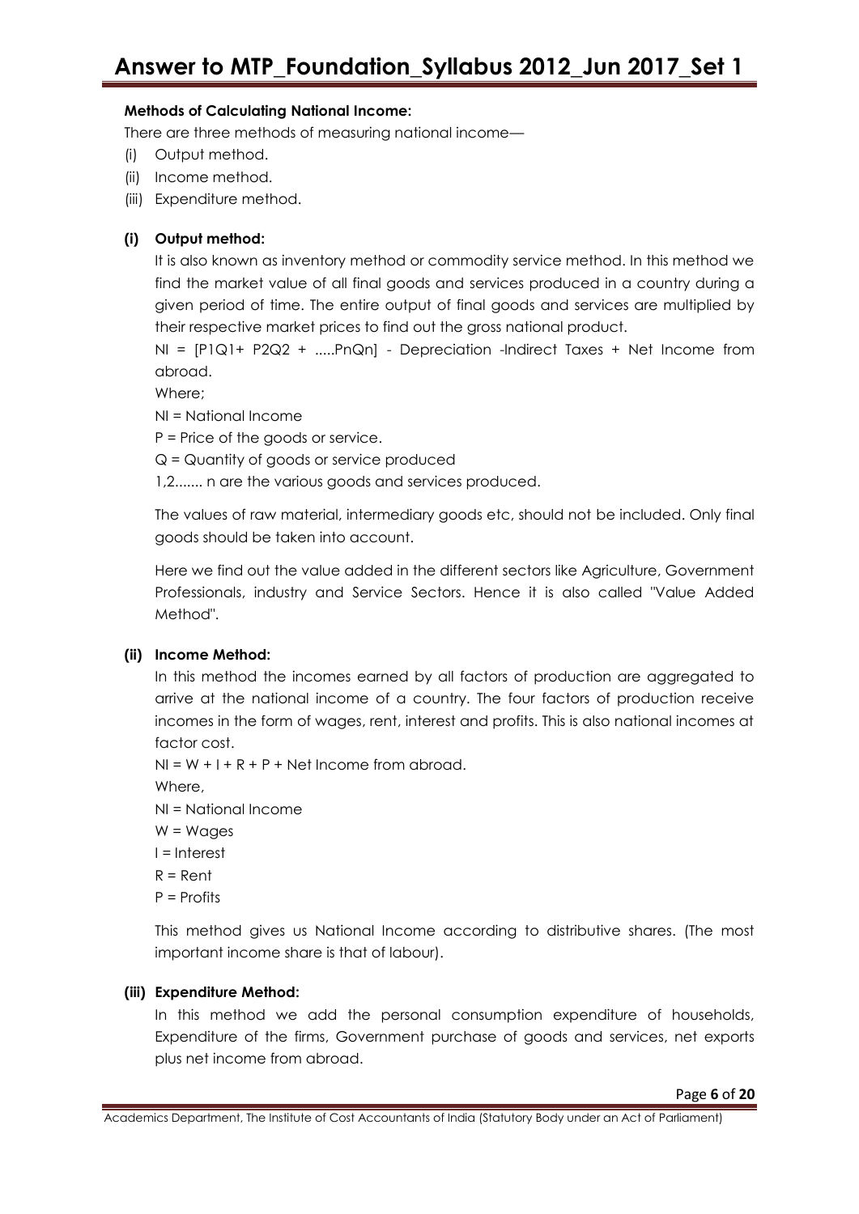**Methods of Calculating National Income:**

There are three methods of measuring national income—

(i) Output method.

(ii) Income method.

(iii) Expenditure method.

**(i) Output method:**

It is also known as inventory method or commodity service method. In this method we find the market value of all final goods and services produced in a country during a given period of time. The entire output of final goods and services are multiplied by their respective market prices to find out the gross national product.

NI = [$P_1Q_1$ + $P_2Q_2$ + .....$P_nQ_n$] - Depreciation -Indirect Taxes + Net Income from abroad.

Where;

NI = National Income

P = Price of the goods or service.

Q = Quantity of goods or service produced

1,2....... n are the various goods and services produced.

The values of raw material, intermediary goods etc, should not be included. Only final goods should be taken into account.

Here we find out the value added in the different sectors like Agriculture, Government Professionals, industry and Service Sectors. Hence it is also called "Value Added Method".

**(ii) Income Method:**

In this method the incomes earned by all factors of production are aggregated to arrive at the national income of a country. The four factors of production receive incomes in the form of wages, rent, interest and profits. This is also national incomes at factor cost.

NI = W + I + R + P + Net Income from abroad.

Where,

NI = National Income

W = Wages

I = Interest

R = Rent

P = Profits

This method gives us National Income according to distributive shares. (The most important income share is that of labour).

**(iii) Expenditure Method:**

In this method we add the personal consumption expenditure of households, Expenditure of the firms, Government purchase of goods and services, net exports plus net income from abroad.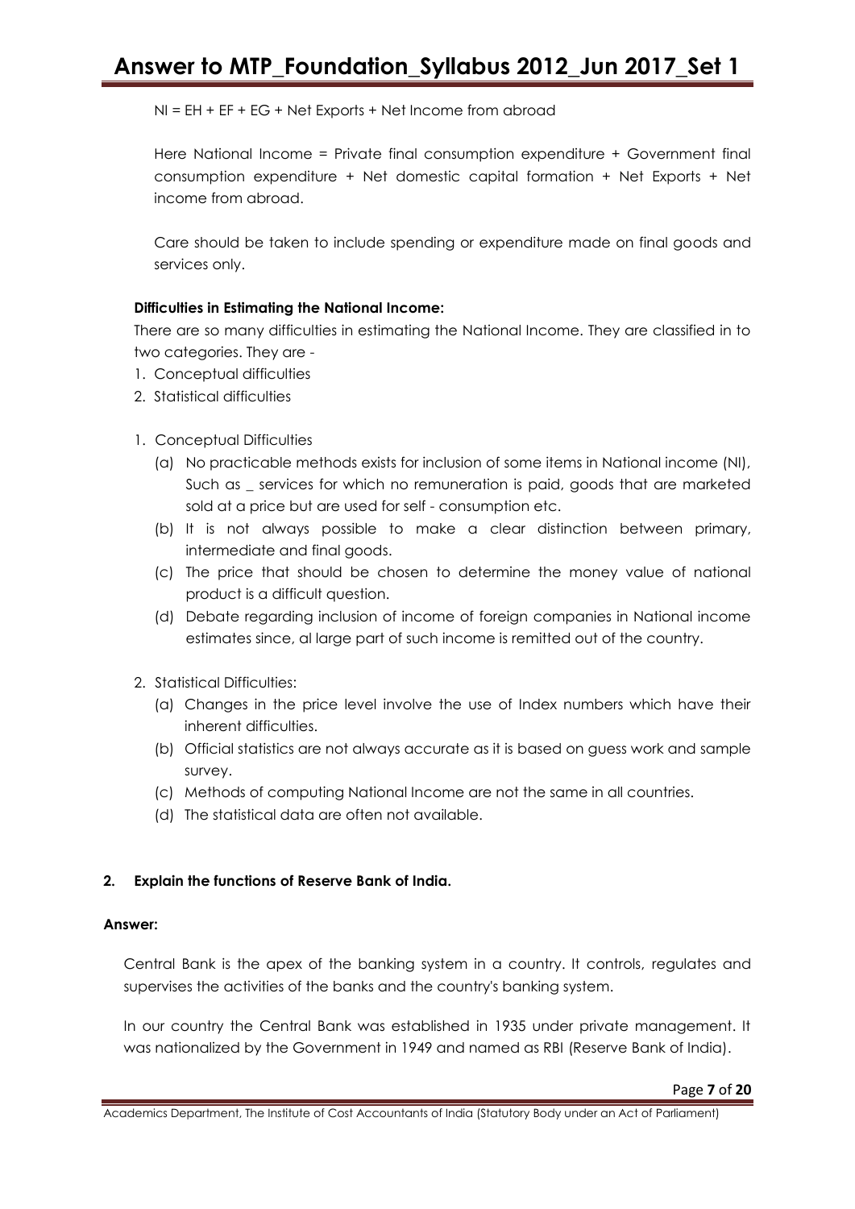NI = EH + EF + EG + Net Exports + Net Income from abroad

Here National Income = Private final consumption expenditure + Government final consumption expenditure + Net domestic capital formation + Net Exports + Net income from abroad.

Care should be taken to include spending or expenditure made on final goods and services only.

**Difficulties in Estimating the National Income:**

There are so many difficulties in estimating the National Income. They are classified in to two categories. They are -

1. Conceptual difficulties
2. Statistical difficulties

1. Conceptual Difficulties
   - (a) No practicable methods exists for inclusion of some items in National income (NI), Such as _ services for which no remuneration is paid, goods that are marketed sold at a price but are used for self - consumption etc.
   - (b) It is not always possible to make a clear distinction between primary, intermediate and final goods.
   - (c) The price that should be chosen to determine the money value of national product is a difficult question.
   - (d) Debate regarding inclusion of income of foreign companies in National income estimates since, al large part of such income is remitted out of the country.

2. Statistical Difficulties:
   - (a) Changes in the price level involve the use of Index numbers which have their inherent difficulties.
   - (b) Official statistics are not always accurate as it is based on guess work and sample survey.
   - (c) Methods of computing National Income are not the same in all countries.
   - (d) The statistical data are often not available.

**2. Explain the functions of Reserve Bank of India.**

**Answer:**

Central Bank is the apex of the banking system in a country. It controls, regulates and supervises the activities of the banks and the country's banking system.

In our country the Central Bank was established in 1935 under private management. It was nationalized by the Government in 1949 and named as RBI (Reserve Bank of India).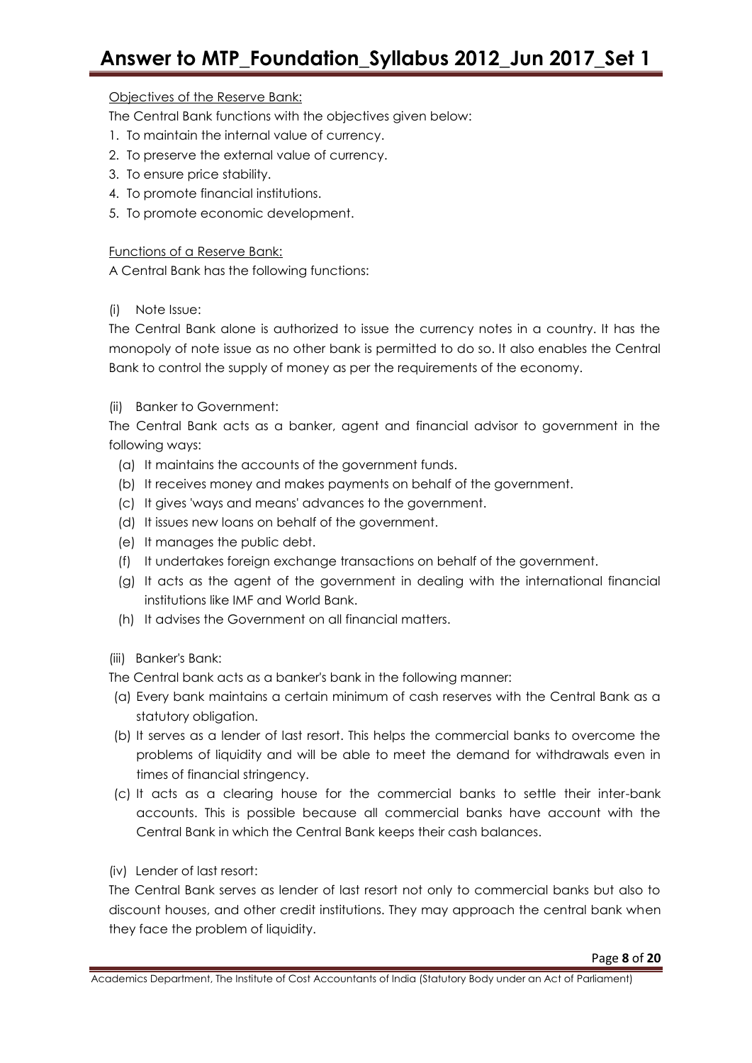Objectives of the Reserve Bank:

The Central Bank functions with the objectives given below:

1. To maintain the internal value of currency.
2. To preserve the external value of currency.
3. To ensure price stability.
4. To promote financial institutions.
5. To promote economic development.

Functions of a Reserve Bank:

A Central Bank has the following functions:

(i) Note Issue:

The Central Bank alone is authorized to issue the currency notes in a country. It has the monopoly of note issue as no other bank is permitted to do so. It also enables the Central Bank to control the supply of money as per the requirements of the economy.

(ii) Banker to Government:

The Central Bank acts as a banker, agent and financial advisor to government in the following ways:

(a) It maintains the accounts of the government funds.
(b) It receives money and makes payments on behalf of the government.
(c) It gives 'ways and means' advances to the government.
(d) It issues new loans on behalf of the government.
(e) It manages the public debt.
(f) It undertakes foreign exchange transactions on behalf of the government.
(g) It acts as the agent of the government in dealing with the international financial institutions like IMF and World Bank.
(h) It advises the Government on all financial matters.

(iii) Banker's Bank:

The Central bank acts as a banker's bank in the following manner:

(a) Every bank maintains a certain minimum of cash reserves with the Central Bank as a statutory obligation.
(b) It serves as a lender of last resort. This helps the commercial banks to overcome the problems of liquidity and will be able to meet the demand for withdrawals even in times of financial stringency.
(c) It acts as a clearing house for the commercial banks to settle their inter-bank accounts. This is possible because all commercial banks have account with the Central Bank in which the Central Bank keeps their cash balances.

(iv) Lender of last resort:

The Central Bank serves as lender of last resort not only to commercial banks but also to discount houses, and other credit institutions. They may approach the central bank when they face the problem of liquidity.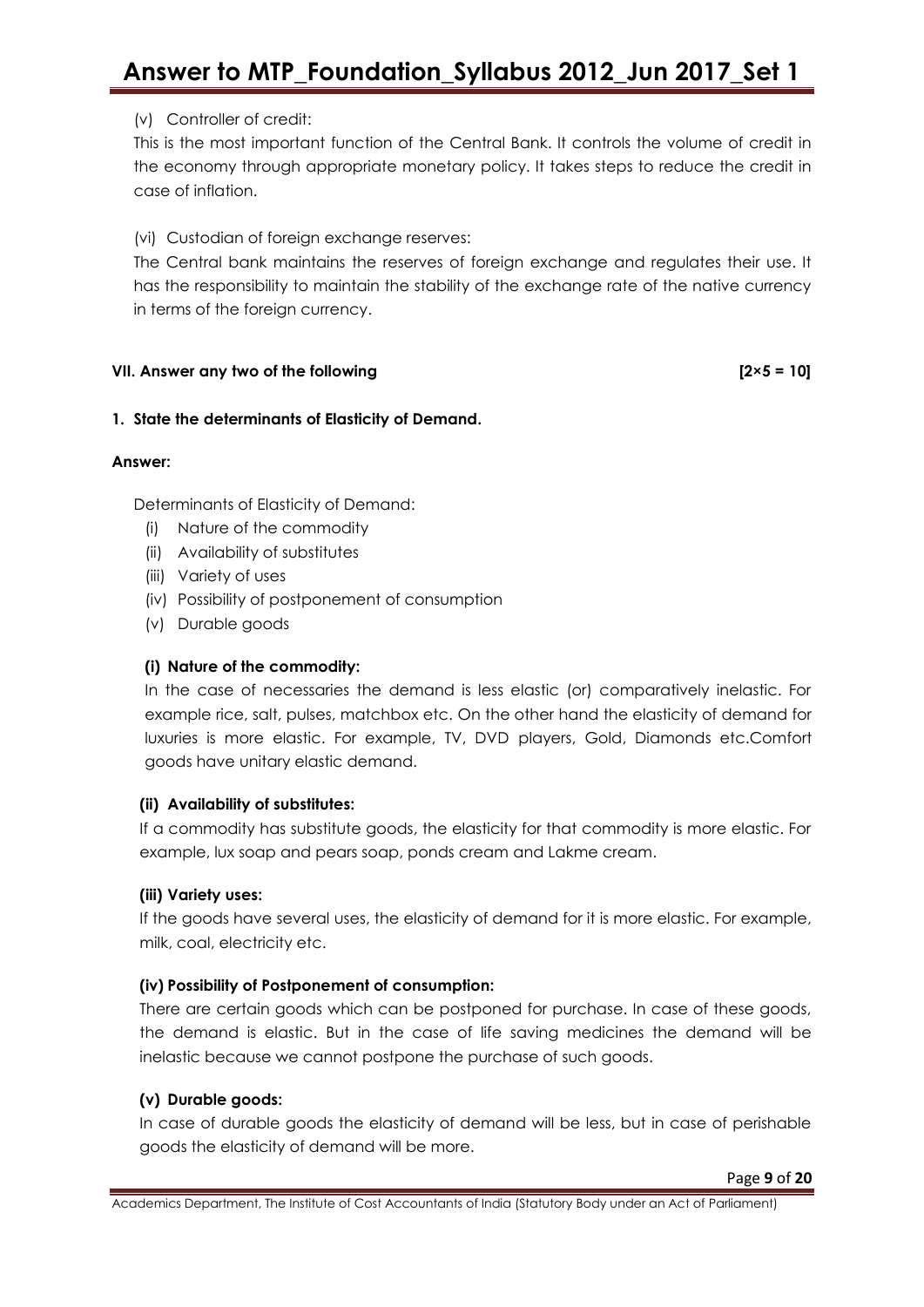(v) Controller of credit:

This is the most important function of the Central Bank. It controls the volume of credit in the economy through appropriate monetary policy. It takes steps to reduce the credit in case of inflation.

(vi) Custodian of foreign exchange reserves:

The Central bank maintains the reserves of foreign exchange and regulates their use. It has the responsibility to maintain the stability of the exchange rate of the native currency in terms of the foreign currency.

**VII. Answer any two of the following** **[2×5 = 10]**

**1. State the determinants of Elasticity of Demand.**

**Answer:**

Determinants of Elasticity of Demand:

(i) Nature of the commodity
(ii) Availability of substitutes
(iii) Variety of uses
(iv) Possibility of postponement of consumption
(v) Durable goods

**(i) Nature of the commodity:**

In the case of necessaries the demand is less elastic (or) comparatively inelastic. For example rice, salt, pulses, matchbox etc. On the other hand the elasticity of demand for luxuries is more elastic. For example, TV, DVD players, Gold, Diamonds etc.Comfort goods have unitary elastic demand.

**(ii) Availability of substitutes:**

If a commodity has substitute goods, the elasticity for that commodity is more elastic. For example, lux soap and pears soap, ponds cream and Lakme cream.

**(iii) Variety uses:**

If the goods have several uses, the elasticity of demand for it is more elastic. For example, milk, coal, electricity etc.

**(iv) Possibility of Postponement of consumption:**

There are certain goods which can be postponed for purchase. In case of these goods, the demand is elastic. But in the case of life saving medicines the demand will be inelastic because we cannot postpone the purchase of such goods.

**(v) Durable goods:**

In case of durable goods the elasticity of demand will be less, but in case of perishable goods the elasticity of demand will be more.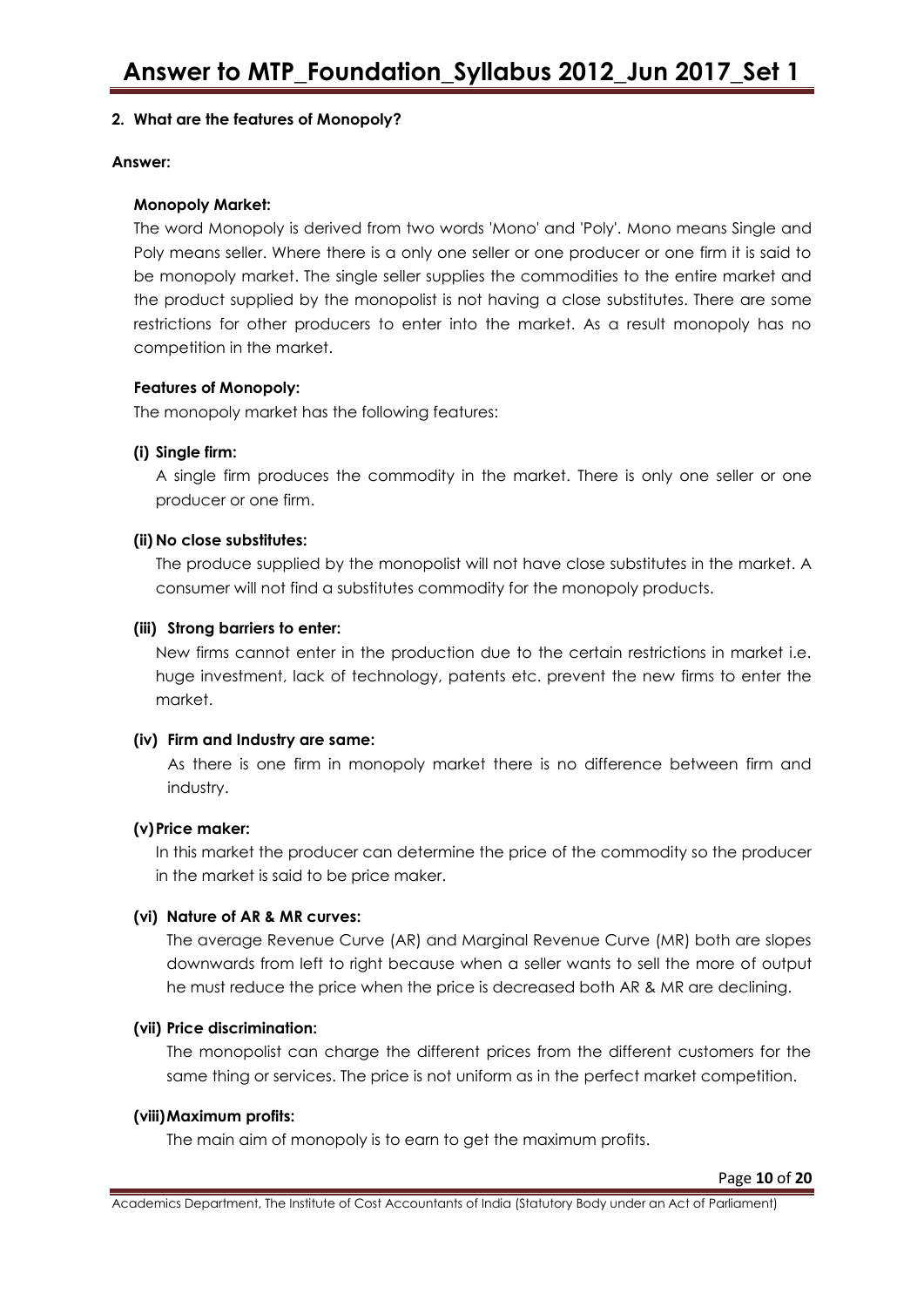**2. What are the features of Monopoly?**

**Answer:**

**Monopoly Market:**

The word Monopoly is derived from two words 'Mono' and 'Poly'. Mono means Single and Poly means seller. Where there is a only one seller or one producer or one firm it is said to be monopoly market. The single seller supplies the commodities to the entire market and the product supplied by the monopolist is not having a close substitutes. There are some restrictions for other producers to enter into the market. As a result monopoly has no competition in the market.

**Features of Monopoly:**

The monopoly market has the following features:

**(i) Single firm:**

A single firm produces the commodity in the market. There is only one seller or one producer or one firm.

**(ii) No close substitutes:**

The produce supplied by the monopolist will not have close substitutes in the market. A consumer will not find a substitutes commodity for the monopoly products.

**(iii) Strong barriers to enter:**

New firms cannot enter in the production due to the certain restrictions in market i.e. huge investment, lack of technology, patents etc. prevent the new firms to enter the market.

**(iv) Firm and Industry are same:**

As there is one firm in monopoly market there is no difference between firm and industry.

**(v) Price maker:**

In this market the producer can determine the price of the commodity so the producer in the market is said to be price maker.

**(vi) Nature of AR & MR curves:**

The average Revenue Curve (AR) and Marginal Revenue Curve (MR) both are slopes downwards from left to right because when a seller wants to sell the more of output he must reduce the price when the price is decreased both AR & MR are declining.

**(vii) Price discrimination:**

The monopolist can charge the different prices from the different customers for the same thing or services. The price is not uniform as in the perfect market competition.

**(viii) Maximum profits:**

The main aim of monopoly is to earn to get the maximum profits.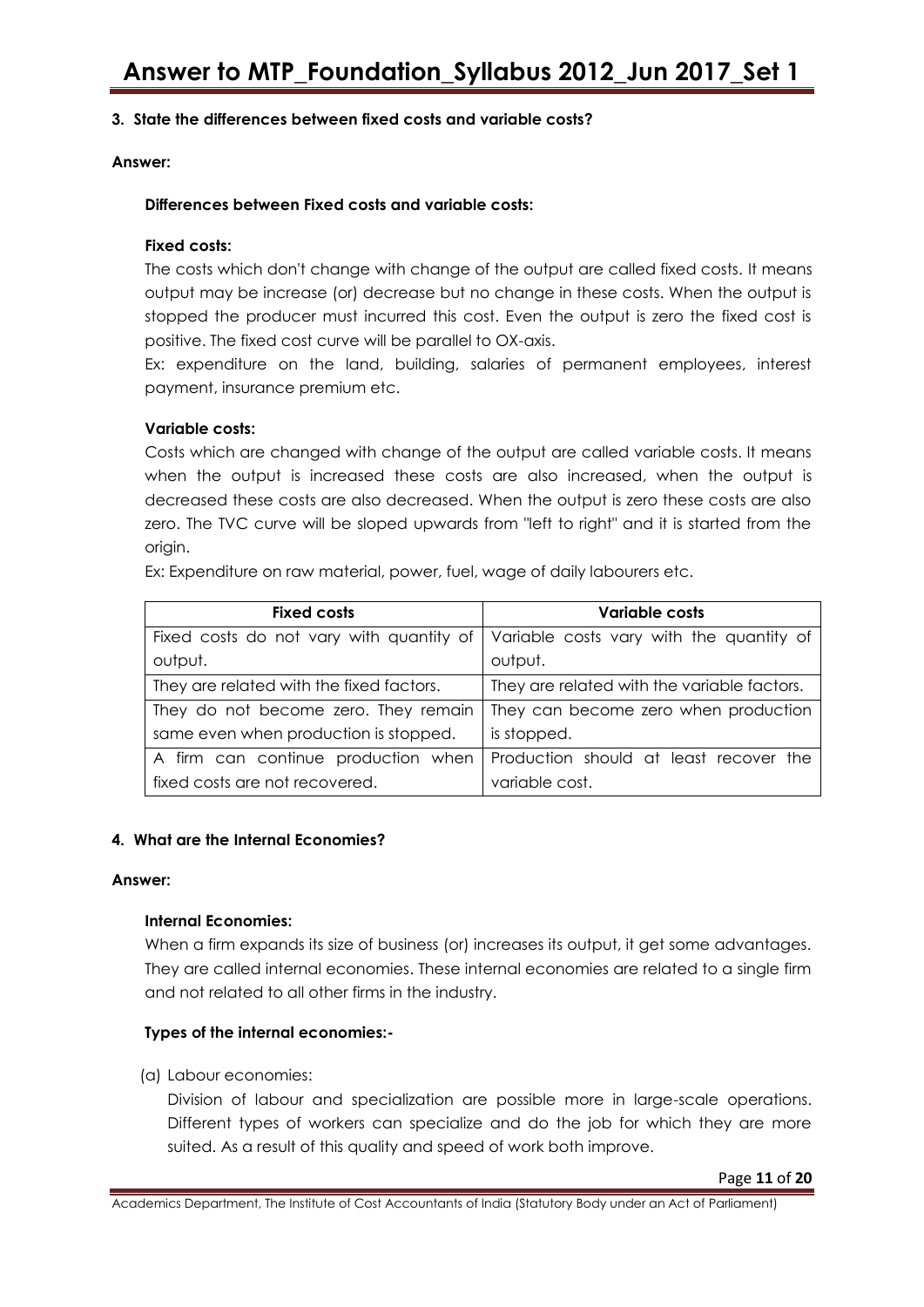**3. State the differences between fixed costs and variable costs?**

**Answer:**

**Differences between Fixed costs and variable costs:**

**Fixed costs:**

The costs which don't change with change of the output are called fixed costs. It means output may be increase (or) decrease but no change in these costs. When the output is stopped the producer must incurred this cost. Even the output is zero the fixed cost is positive. The fixed cost curve will be parallel to OX-axis.

Ex: expenditure on the land, building, salaries of permanent employees, interest payment, insurance premium etc.

**Variable costs:**

Costs which are changed with change of the output are called variable costs. It means when the output is increased these costs are also increased, when the output is decreased these costs are also decreased. When the output is zero these costs are also zero. The TVC curve will be sloped upwards from "left to right" and it is started from the origin.

Ex: Expenditure on raw material, power, fuel, wage of daily labourers etc.

| Fixed costs | Variable costs |
|---|---|
| Fixed costs do not vary with quantity of output. | Variable costs vary with the quantity of output. |
| They are related with the fixed factors. | They are related with the variable factors. |
| They do not become zero. They remain same even when production is stopped. | They can become zero when production is stopped. |
| A firm can continue production when fixed costs are not recovered. | Production should at least recover the variable cost. |

**4. What are the Internal Economies?**

**Answer:**

**Internal Economies:**

When a firm expands its size of business (or) increases its output, it get some advantages. They are called internal economies. These internal economies are related to a single firm and not related to all other firms in the industry.

**Types of the internal economies:-**

(a) Labour economies:

Division of labour and specialization are possible more in large-scale operations. Different types of workers can specialize and do the job for which they are more suited. As a result of this quality and speed of work both improve.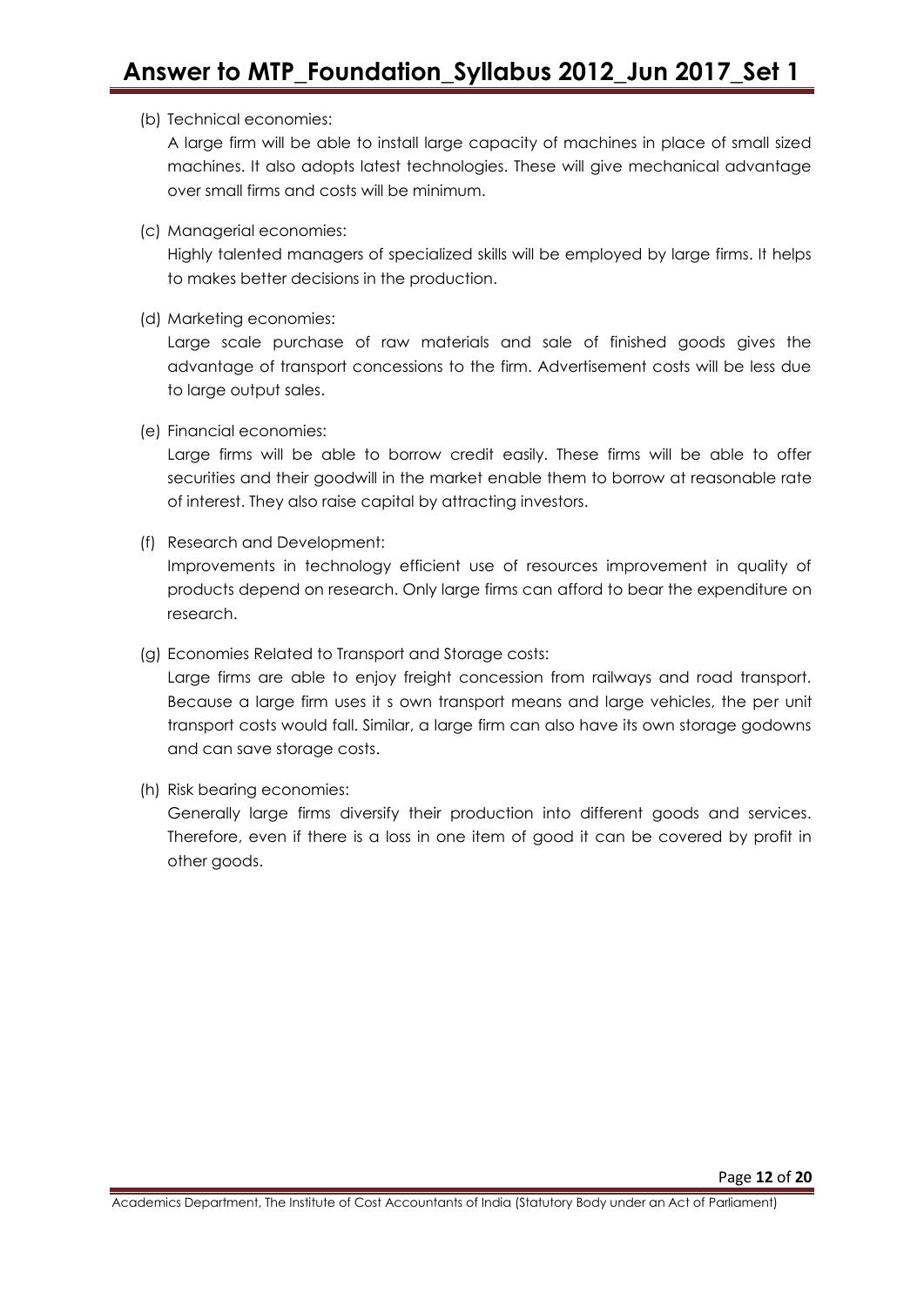(b) Technical economies:

A large firm will be able to install large capacity of machines in place of small sized machines. It also adopts latest technologies. These will give mechanical advantage over small firms and costs will be minimum.

(c) Managerial economies:

Highly talented managers of specialized skills will be employed by large firms. It helps to makes better decisions in the production.

(d) Marketing economies:

Large scale purchase of raw materials and sale of finished goods gives the advantage of transport concessions to the firm. Advertisement costs will be less due to large output sales.

(e) Financial economies:

Large firms will be able to borrow credit easily. These firms will be able to offer securities and their goodwill in the market enable them to borrow at reasonable rate of interest. They also raise capital by attracting investors.

(f) Research and Development:

Improvements in technology efficient use of resources improvement in quality of products depend on research. Only large firms can afford to bear the expenditure on research.

(g) Economies Related to Transport and Storage costs:

Large firms are able to enjoy freight concession from railways and road transport. Because a large firm uses it s own transport means and large vehicles, the per unit transport costs would fall. Similar, a large firm can also have its own storage godowns and can save storage costs.

(h) Risk bearing economies:

Generally large firms diversify their production into different goods and services. Therefore, even if there is a loss in one item of good it can be covered by profit in other goods.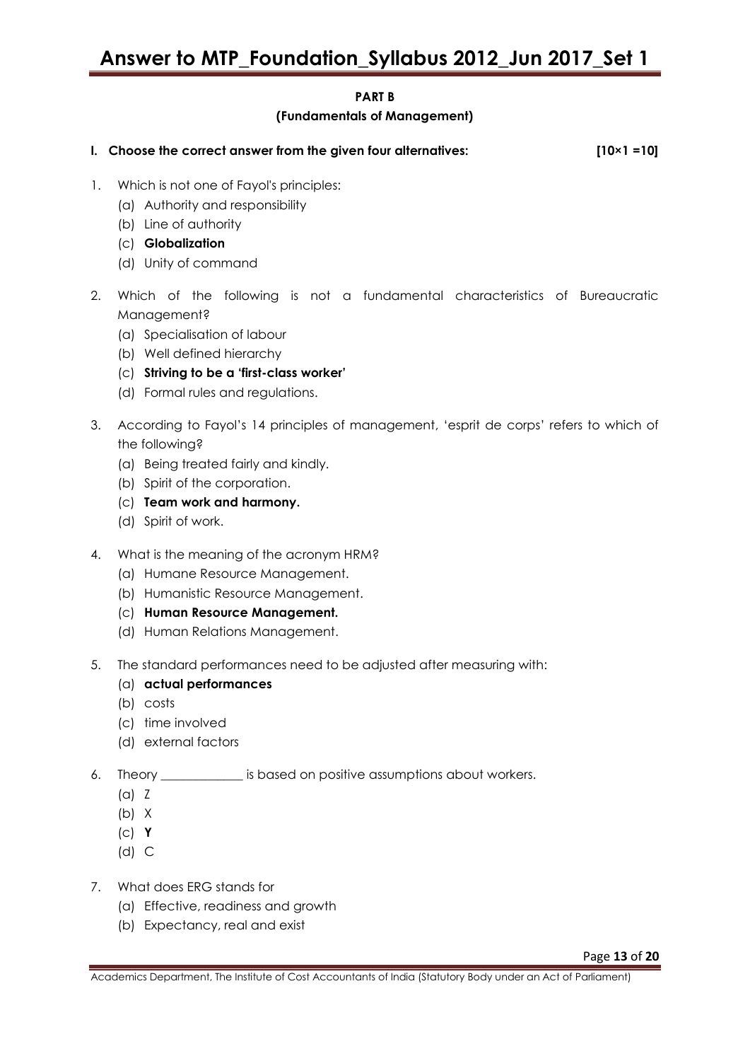**PART B**

**(Fundamentals of Management)**

**I. Choose the correct answer from the given four alternatives: [10×1 =10]**

1. Which is not one of Fayol's principles:
   (a) Authority and responsibility
   (b) Line of authority
   (c) **Globalization**
   (d) Unity of command

2. Which of the following is not a fundamental characteristics of Bureaucratic Management?
   (a) Specialisation of labour
   (b) Well defined hierarchy
   (c) **Striving to be a 'first-class worker'**
   (d) Formal rules and regulations.

3. According to Fayol's 14 principles of management, 'esprit de corps' refers to which of the following?
   (a) Being treated fairly and kindly.
   (b) Spirit of the corporation.
   (c) **Team work and harmony.**
   (d) Spirit of work.

4. What is the meaning of the acronym HRM?
   (a) Humane Resource Management.
   (b) Humanistic Resource Management.
   (c) **Human Resource Management.**
   (d) Human Relations Management.

5. The standard performances need to be adjusted after measuring with:
   (a) **actual performances**
   (b) costs
   (c) time involved
   (d) external factors

6. Theory _____________ is based on positive assumptions about workers.
   (a) Z
   (b) X
   (c) **Y**
   (d) C

7. What does ERG stands for
   (a) Effective, readiness and growth
   (b) Expectancy, real and exist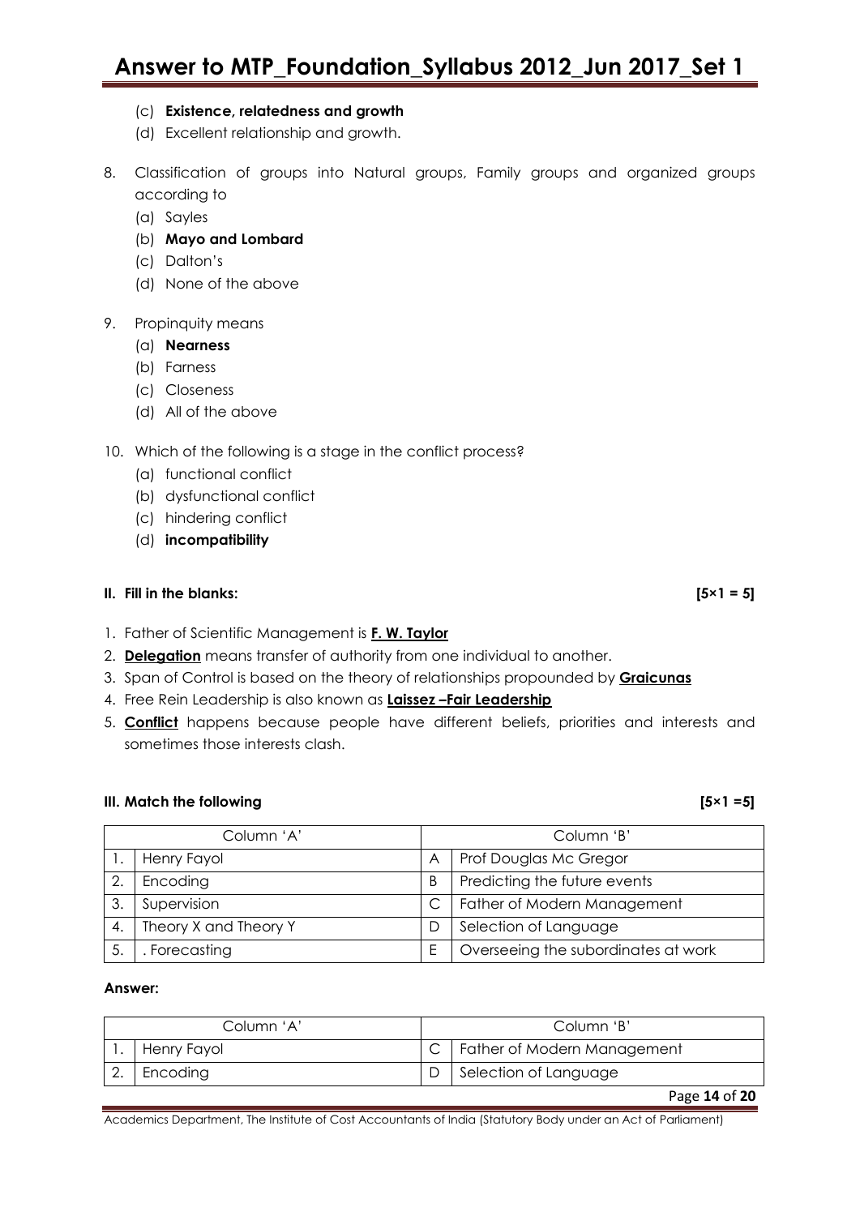(c) **Existence, relatedness and growth**

(d) Excellent relationship and growth.

8. Classification of groups into Natural groups, Family groups and organized groups according to
   (a) Sayles
   (b) **Mayo and Lombard**
   (c) Dalton's
   (d) None of the above

9. Propinquity means
   (a) **Nearness**
   (b) Farness
   (c) Closeness
   (d) All of the above

10. Which of the following is a stage in the conflict process?
    (a) functional conflict
    (b) dysfunctional conflict
    (c) hindering conflict
    (d) **incompatibility**

**II. Fill in the blanks: [5×1 = 5]**

1. Father of Scientific Management is **F. W. Taylor**
2. **Delegation** means transfer of authority from one individual to another.
3. Span of Control is based on the theory of relationships propounded by **Graicunas**
4. Free Rein Leadership is also known as **Laissez –Fair Leadership**
5. **Conflict** happens because people have different beliefs, priorities and interests and sometimes those interests clash.

**III. Match the following [5×1 =5]**

| | Column 'A' | | Column 'B' |
|---|---|---|---|
| 1. | Henry Fayol | A | Prof Douglas Mc Gregor |
| 2. | Encoding | B | Predicting the future events |
| 3. | Supervision | C | Father of Modern Management |
| 4. | Theory X and Theory Y | D | Selection of Language |
| 5. | . Forecasting | E | Overseeing the subordinates at work |

**Answer:**

| | Column 'A' | | Column 'B' |
|---|---|---|---|
| 1. | Henry Fayol | C | Father of Modern Management |
| 2. | Encoding | D | Selection of Language |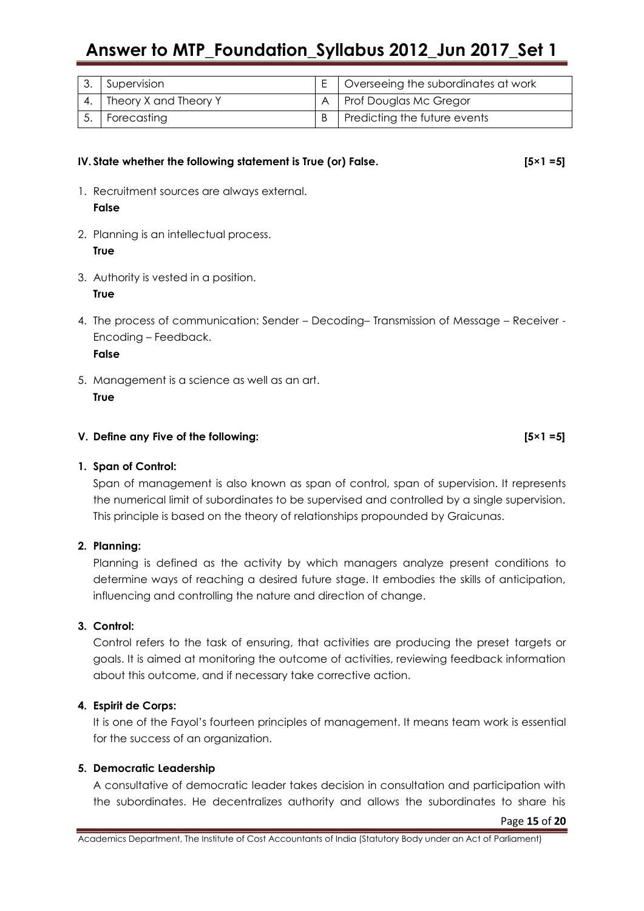| 3. | Supervision | E | Overseeing the subordinates at work |
|---|---|---|---|
| 4. | Theory X and Theory Y | A | Prof Douglas Mc Gregor |
| 5. | Forecasting | B | Predicting the future events |

**IV. State whether the following statement is True (or) False. [5×1 =5]**

1. Recruitment sources are always external.
   **False**

2. Planning is an intellectual process.
   **True**

3. Authority is vested in a position.
   **True**

4. The process of communication: Sender – Decoding– Transmission of Message – Receiver - Encoding – Feedback.
   **False**

5. Management is a science as well as an art.
   **True**

**V. Define any Five of the following: [5×1 =5]**

**1. Span of Control:**

Span of management is also known as span of control, span of supervision. It represents the numerical limit of subordinates to be supervised and controlled by a single supervision. This principle is based on the theory of relationships propounded by Graicunas.

**2. Planning:**

Planning is defined as the activity by which managers analyze present conditions to determine ways of reaching a desired future stage. It embodies the skills of anticipation, influencing and controlling the nature and direction of change.

**3. Control:**

Control refers to the task of ensuring, that activities are producing the preset targets or goals. It is aimed at monitoring the outcome of activities, reviewing feedback information about this outcome, and if necessary take corrective action.

**4. Espirit de Corps:**

It is one of the Fayol's fourteen principles of management. It means team work is essential for the success of an organization.

**5. Democratic Leadership**

A consultative of democratic leader takes decision in consultation and participation with the subordinates. He decentralizes authority and allows the subordinates to share his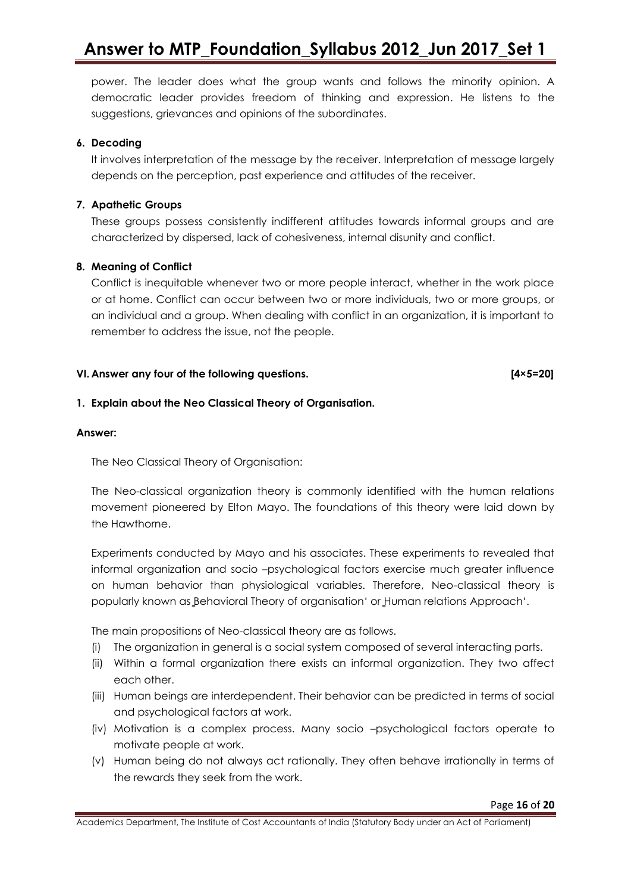power. The leader does what the group wants and follows the minority opinion. A democratic leader provides freedom of thinking and expression. He listens to the suggestions, grievances and opinions of the subordinates.

**6. Decoding**

It involves interpretation of the message by the receiver. Interpretation of message largely depends on the perception, past experience and attitudes of the receiver.

**7. Apathetic Groups**

These groups possess consistently indifferent attitudes towards informal groups and are characterized by dispersed, lack of cohesiveness, internal disunity and conflict.

**8. Meaning of Conflict**

Conflict is inequitable whenever two or more people interact, whether in the work place or at home. Conflict can occur between two or more individuals, two or more groups, or an individual and a group. When dealing with conflict in an organization, it is important to remember to address the issue, not the people.

**VI. Answer any four of the following questions. [4×5=20]**

**1. Explain about the Neo Classical Theory of Organisation.**

**Answer:**

The Neo Classical Theory of Organisation:

The Neo-classical organization theory is commonly identified with the human relations movement pioneered by Elton Mayo. The foundations of this theory were laid down by the Hawthorne.

Experiments conducted by Mayo and his associates. These experiments to revealed that informal organization and socio –psychological factors exercise much greater influence on human behavior than physiological variables. Therefore, Neo-classical theory is popularly known as ‗Behavioral Theory of organisation' or ‗Human relations Approach'.

The main propositions of Neo-classical theory are as follows.

(i) The organization in general is a social system composed of several interacting parts.
(ii) Within a formal organization there exists an informal organization. They two affect each other.
(iii) Human beings are interdependent. Their behavior can be predicted in terms of social and psychological factors at work.
(iv) Motivation is a complex process. Many socio –psychological factors operate to motivate people at work.
(v) Human being do not always act rationally. They often behave irrationally in terms of the rewards they seek from the work.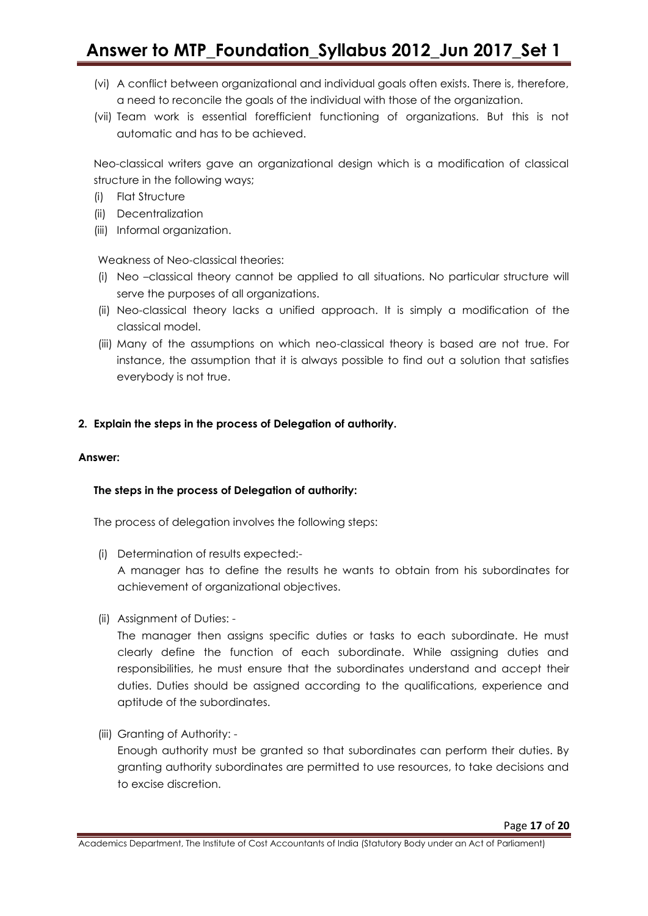(vi) A conflict between organizational and individual goals often exists. There is, therefore, a need to reconcile the goals of the individual with those of the organization.

(vii) Team work is essential forefficient functioning of organizations. But this is not automatic and has to be achieved.

Neo-classical writers gave an organizational design which is a modification of classical structure in the following ways;

(i) Flat Structure
(ii) Decentralization
(iii) Informal organization.

Weakness of Neo-classical theories:

(i) Neo –classical theory cannot be applied to all situations. No particular structure will serve the purposes of all organizations.
(ii) Neo-classical theory lacks a unified approach. It is simply a modification of the classical model.
(iii) Many of the assumptions on which neo-classical theory is based are not true. For instance, the assumption that it is always possible to find out a solution that satisfies everybody is not true.

**2. Explain the steps in the process of Delegation of authority.**

**Answer:**

**The steps in the process of Delegation of authority:**

The process of delegation involves the following steps:

(i) Determination of results expected:-
A manager has to define the results he wants to obtain from his subordinates for achievement of organizational objectives.

(ii) Assignment of Duties: -
The manager then assigns specific duties or tasks to each subordinate. He must clearly define the function of each subordinate. While assigning duties and responsibilities, he must ensure that the subordinates understand and accept their duties. Duties should be assigned according to the qualifications, experience and aptitude of the subordinates.

(iii) Granting of Authority: -
Enough authority must be granted so that subordinates can perform their duties. By granting authority subordinates are permitted to use resources, to take decisions and to excise discretion.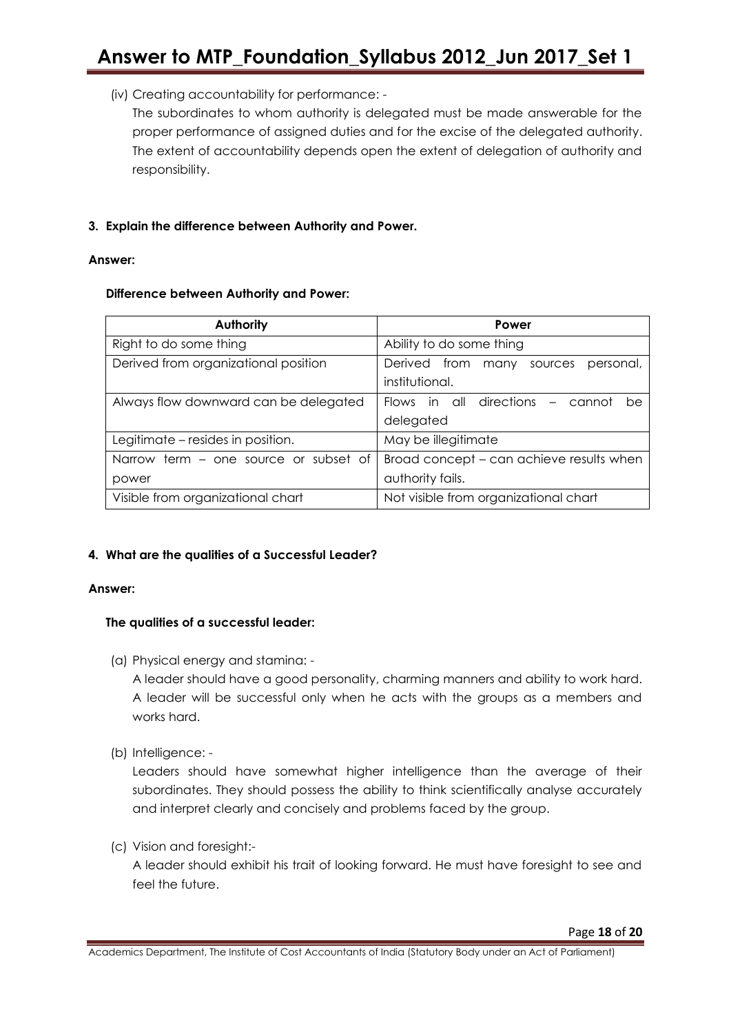(iv) Creating accountability for performance: -

The subordinates to whom authority is delegated must be made answerable for the proper performance of assigned duties and for the excise of the delegated authority. The extent of accountability depends open the extent of delegation of authority and responsibility.

**3. Explain the difference between Authority and Power.**

**Answer:**

**Difference between Authority and Power:**

| Authority | Power |
|---|---|
| Right to do some thing | Ability to do some thing |
| Derived from organizational position | Derived from many sources personal, institutional. |
| Always flow downward can be delegated | Flows in all directions – cannot be delegated |
| Legitimate – resides in position. | May be illegitimate |
| Narrow term – one source or subset of power | Broad concept – can achieve results when authority fails. |
| Visible from organizational chart | Not visible from organizational chart |

**4. What are the qualities of a Successful Leader?**

**Answer:**

**The qualities of a successful leader:**

(a) Physical energy and stamina: -

A leader should have a good personality, charming manners and ability to work hard. A leader will be successful only when he acts with the groups as a members and works hard.

(b) Intelligence: -

Leaders should have somewhat higher intelligence than the average of their subordinates. They should possess the ability to think scientifically analyse accurately and interpret clearly and concisely and problems faced by the group.

(c) Vision and foresight:-

A leader should exhibit his trait of looking forward. He must have foresight to see and feel the future.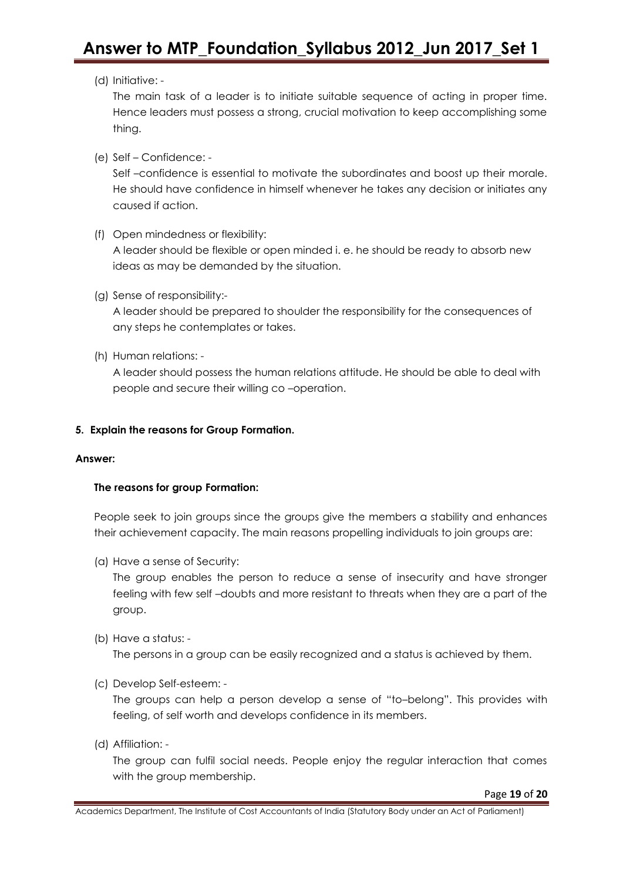(d) Initiative: -

The main task of a leader is to initiate suitable sequence of acting in proper time. Hence leaders must possess a strong, crucial motivation to keep accomplishing some thing.

(e) Self – Confidence: -

Self –confidence is essential to motivate the subordinates and boost up their morale. He should have confidence in himself whenever he takes any decision or initiates any caused if action.

(f) Open mindedness or flexibility:

A leader should be flexible or open minded i. e. he should be ready to absorb new ideas as may be demanded by the situation.

(g) Sense of responsibility:-

A leader should be prepared to shoulder the responsibility for the consequences of any steps he contemplates or takes.

(h) Human relations: -

A leader should possess the human relations attitude. He should be able to deal with people and secure their willing co –operation.

**5. Explain the reasons for Group Formation.**

**Answer:**

**The reasons for group Formation:**

People seek to join groups since the groups give the members a stability and enhances their achievement capacity. The main reasons propelling individuals to join groups are:

(a) Have a sense of Security:

The group enables the person to reduce a sense of insecurity and have stronger feeling with few self –doubts and more resistant to threats when they are a part of the group.

(b) Have a status: -

The persons in a group can be easily recognized and a status is achieved by them.

(c) Develop Self-esteem: -

The groups can help a person develop a sense of "to–belong". This provides with feeling, of self worth and develops confidence in its members.

(d) Affiliation: -

The group can fulfil social needs. People enjoy the regular interaction that comes with the group membership.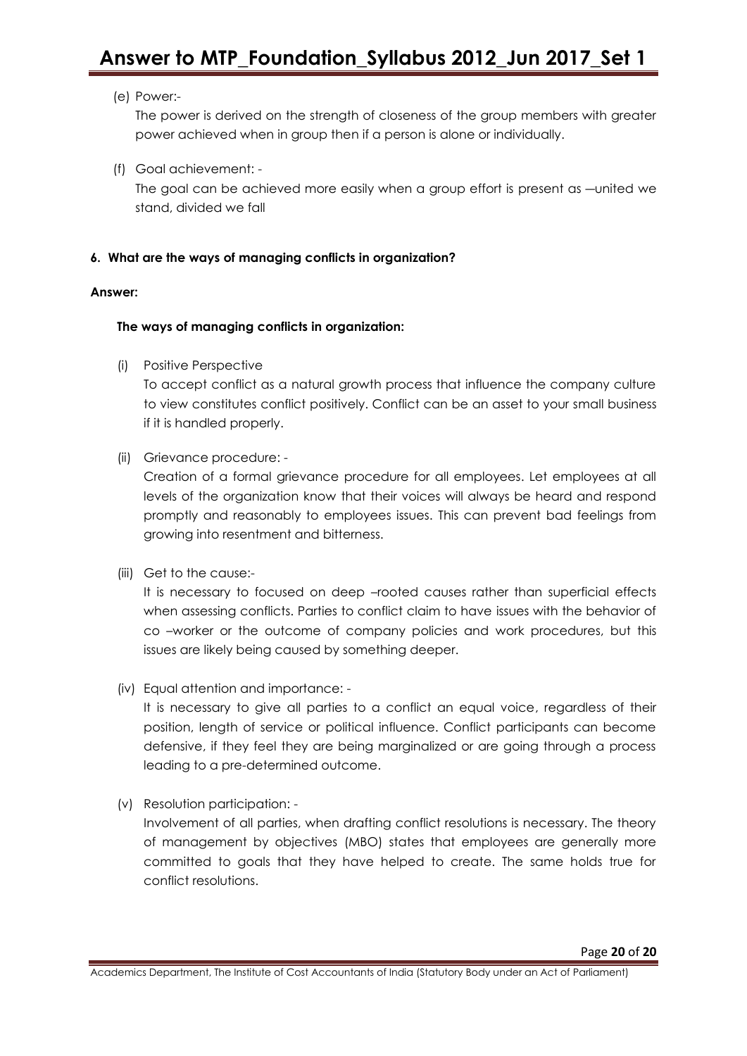(e) Power:-

The power is derived on the strength of closeness of the group members with greater power achieved when in group then if a person is alone or individually.

(f) Goal achievement: -

The goal can be achieved more easily when a group effort is present as ―united we stand, divided we fall

**6. What are the ways of managing conflicts in organization?**

**Answer:**

**The ways of managing conflicts in organization:**

(i) Positive Perspective

To accept conflict as a natural growth process that influence the company culture to view constitutes conflict positively. Conflict can be an asset to your small business if it is handled properly.

(ii) Grievance procedure: -

Creation of a formal grievance procedure for all employees. Let employees at all levels of the organization know that their voices will always be heard and respond promptly and reasonably to employees issues. This can prevent bad feelings from growing into resentment and bitterness.

(iii) Get to the cause:-

It is necessary to focused on deep –rooted causes rather than superficial effects when assessing conflicts. Parties to conflict claim to have issues with the behavior of co –worker or the outcome of company policies and work procedures, but this issues are likely being caused by something deeper.

(iv) Equal attention and importance: -

It is necessary to give all parties to a conflict an equal voice, regardless of their position, length of service or political influence. Conflict participants can become defensive, if they feel they are being marginalized or are going through a process leading to a pre-determined outcome.

(v) Resolution participation: -

Involvement of all parties, when drafting conflict resolutions is necessary. The theory of management by objectives (MBO) states that employees are generally more committed to goals that they have helped to create. The same holds true for conflict resolutions.